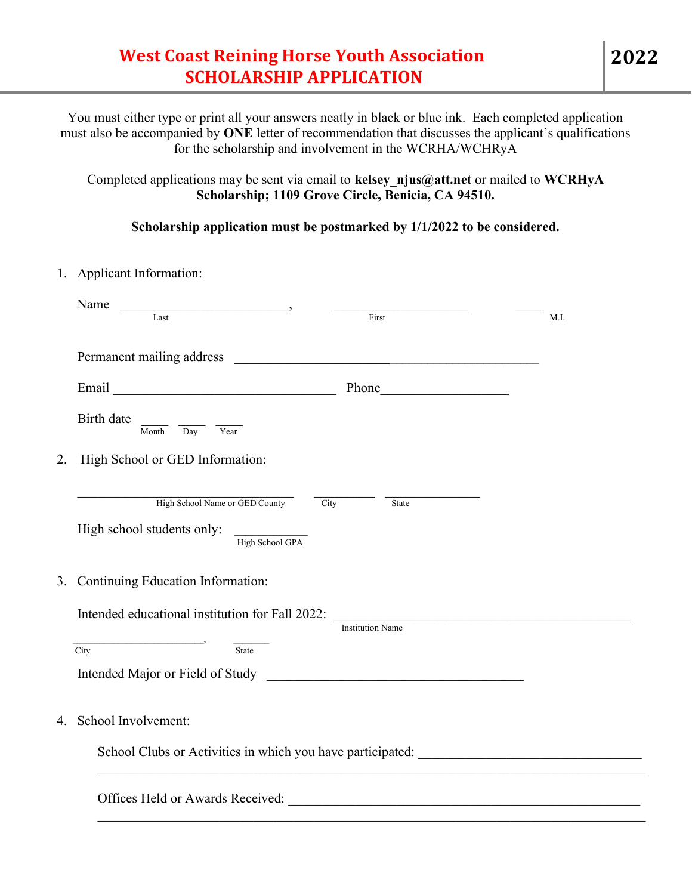# West Coast Reining Horse Youth Association
## SCHOLARSHIP APPLICATION

**2022**

You must either type or print all your answers neatly in black or blue ink. Each completed application must also be accompanied by **ONE** letter of recommendation that discusses the applicant's qualifications for the scholarship and involvement in the WCRHA/WCHRyA

Completed applications may be sent via email to **kelsey_njus@att.net** or mailed to **WCRHyA Scholarship; 1109 Grove Circle, Benicia, CA 94510.**

**Scholarship application must be postmarked by 1/1/2022 to be considered.**

1. Applicant Information:

   Name ________________________, ____________________ ____
   Last, First, M.I.

   Permanent mailing address ______________________________________________

   Email ________________________________ Phone__________________

   Birth date ____ ____ ____
   Month, Day, Year

2. High School or GED Information:

   ________________________________ __________ ______________
   High School Name or GED County, City, State

   High school students only: ____________
   High School GPA

3. Continuing Education Information:

   Intended educational institution for Fall 2022: ____________________________________________
   Institution Name

   ______________________, _______
   City, State

   Intended Major or Field of Study ______________________________________

4. School Involvement:

   School Clubs or Activities in which you have participated: _________________________________
   ___________________________________________________________________________

   Offices Held or Awards Received: _____________________________________________________
   ___________________________________________________________________________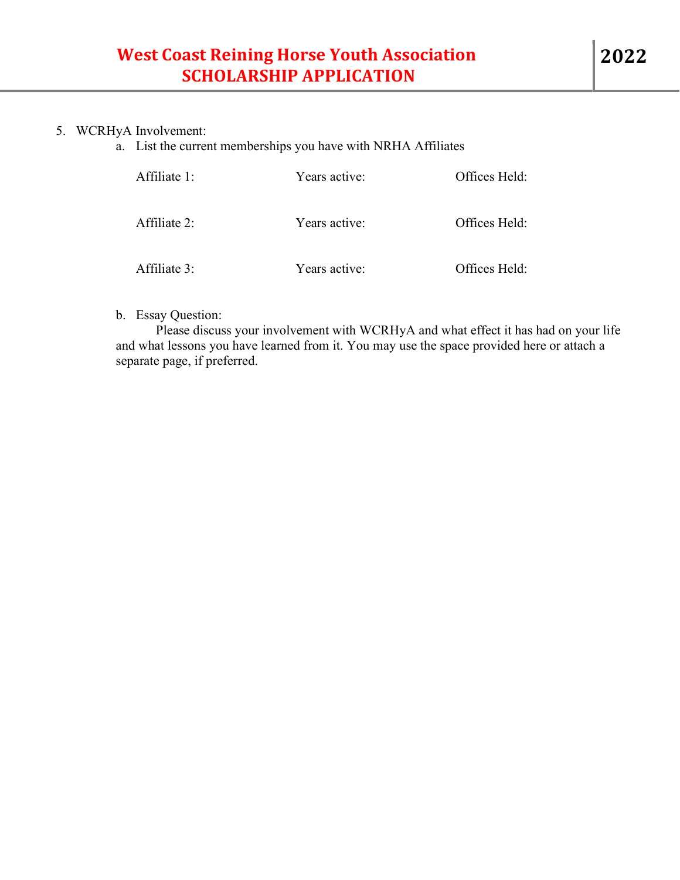5. WCRHyA Involvement:
   a. List the current memberships you have with NRHA Affiliates

| Affiliate 1: | Years active: | Offices Held: |
|---|---|---|
| Affiliate 2: | Years active: | Offices Held: |
| Affiliate 3: | Years active: | Offices Held: |

   b. Essay Question:
   Please discuss your involvement with WCRHyA and what effect it has had on your life and what lessons you have learned from it. You may use the space provided here or attach a separate page, if preferred.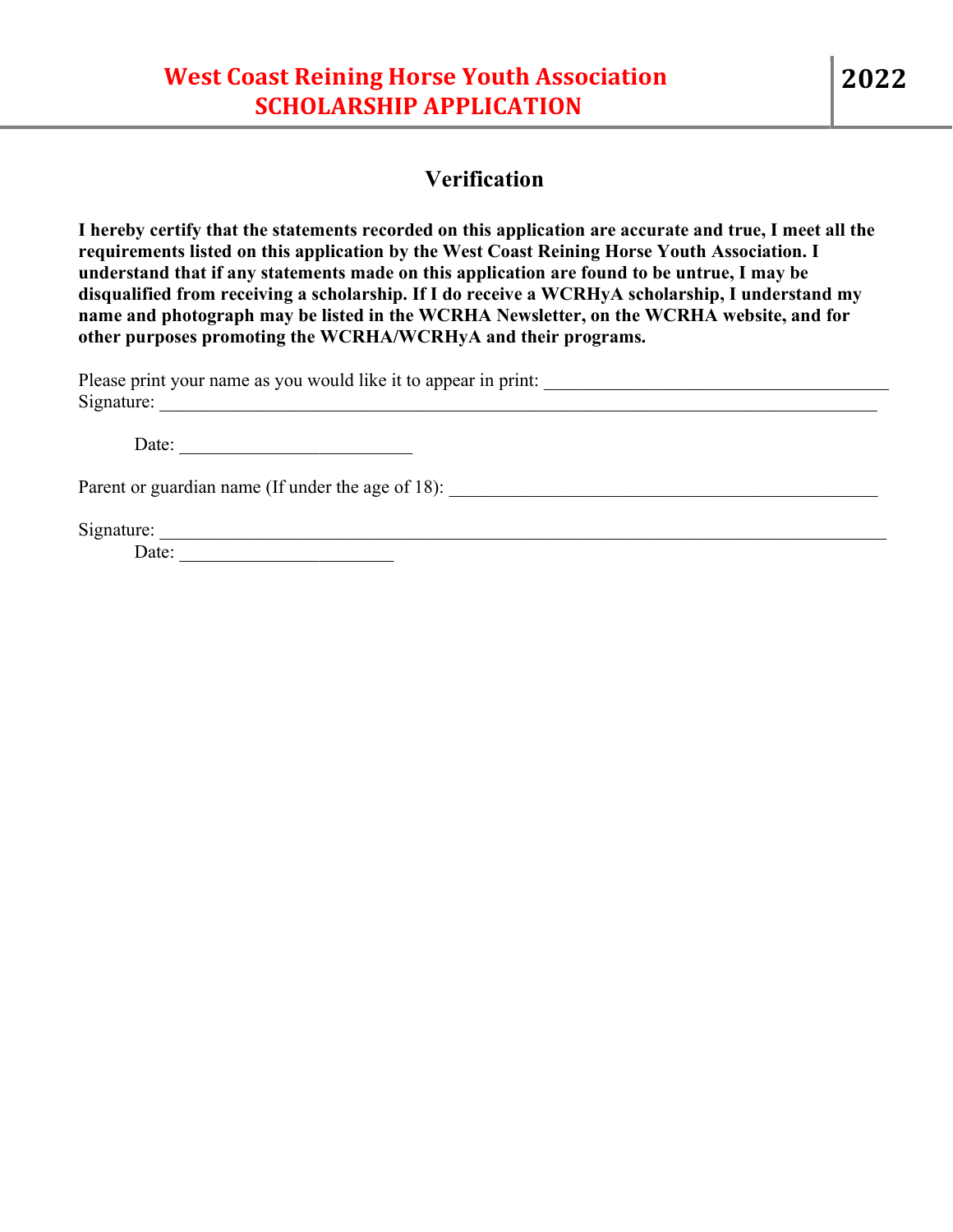## Verification

**I hereby certify that the statements recorded on this application are accurate and true, I meet all the requirements listed on this application by the West Coast Reining Horse Youth Association. I understand that if any statements made on this application are found to be untrue, I may be disqualified from receiving a scholarship. If I do receive a WCRHyA scholarship, I understand my name and photograph may be listed in the WCRHA Newsletter, on the WCRHA website, and for other purposes promoting the WCRHA/WCRHyA and their programs.**

Please print your name as you would like it to appear in print: ______________________________________

Signature: ________________________________________________________________________________

Date: _________________________

Parent or guardian name (If under the age of 18): _______________________________________________

Signature: ________________________________________________________________________________

Date: _______________________